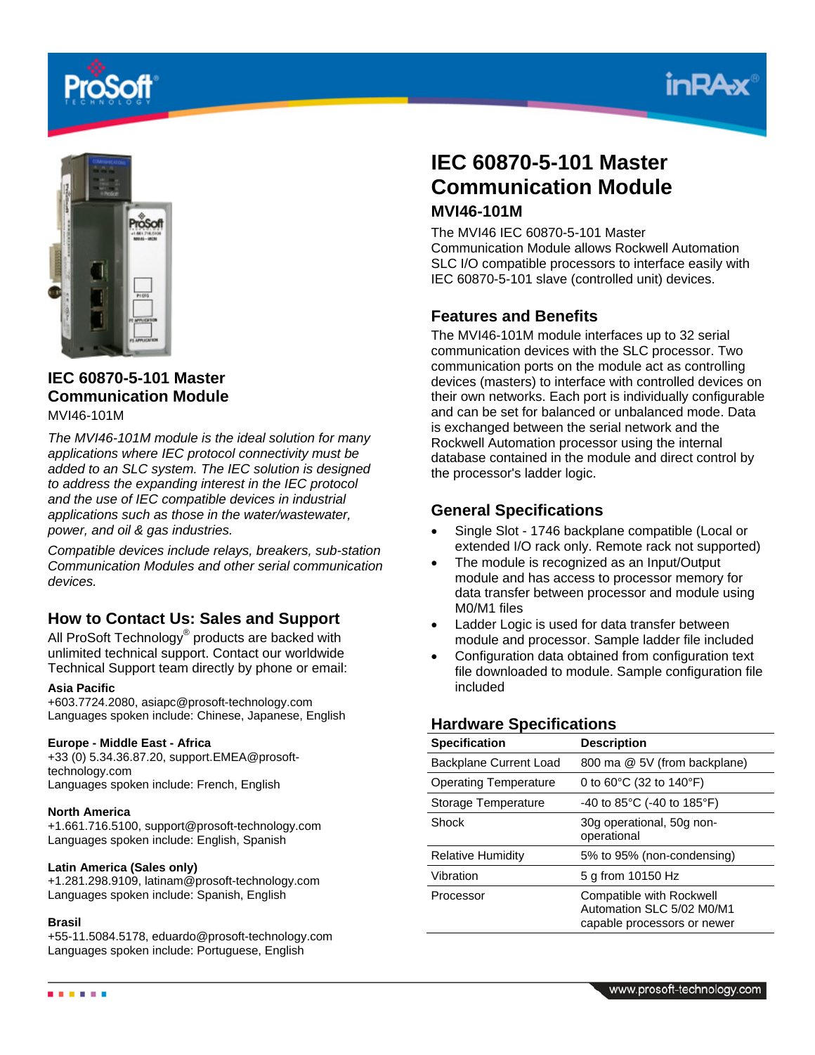# IEC 60870-5-101 Master Communication Module

MVI46-101M

*The MVI46-101M module is the ideal solution for many applications where IEC protocol connectivity must be added to an SLC system. The IEC solution is designed to address the expanding interest in the IEC protocol and the use of IEC compatible devices in industrial applications such as those in the water/wastewater, power, and oil & gas industries.*

*Compatible devices include relays, breakers, sub-station Communication Modules and other serial communication devices.*

## How to Contact Us: Sales and Support

All ProSoft Technology® products are backed with unlimited technical support. Contact our worldwide Technical Support team directly by phone or email:

**Asia Pacific**
+603.7724.2080, asiapc@prosoft-technology.com
Languages spoken include: Chinese, Japanese, English

**Europe - Middle East - Africa**
+33 (0) 5.34.36.87.20, support.EMEA@prosoft-technology.com
Languages spoken include: French, English

**North America**
+1.661.716.5100, support@prosoft-technology.com
Languages spoken include: English, Spanish

**Latin America (Sales only)**
+1.281.298.9109, latinam@prosoft-technology.com
Languages spoken include: Spanish, English

**Brasil**
+55-11.5084.5178, eduardo@prosoft-technology.com
Languages spoken include: Portuguese, English

# IEC 60870-5-101 Master Communication Module

### MVI46-101M

The MVI46 IEC 60870-5-101 Master Communication Module allows Rockwell Automation SLC I/O compatible processors to interface easily with IEC 60870-5-101 slave (controlled unit) devices.

## Features and Benefits

The MVI46-101M module interfaces up to 32 serial communication devices with the SLC processor. Two communication ports on the module act as controlling devices (masters) to interface with controlled devices on their own networks. Each port is individually configurable and can be set for balanced or unbalanced mode. Data is exchanged between the serial network and the Rockwell Automation processor using the internal database contained in the module and direct control by the processor's ladder logic.

## General Specifications

- Single Slot - 1746 backplane compatible (Local or extended I/O rack only. Remote rack not supported)
- The module is recognized as an Input/Output module and has access to processor memory for data transfer between processor and module using M0/M1 files
- Ladder Logic is used for data transfer between module and processor. Sample ladder file included
- Configuration data obtained from configuration text file downloaded to module. Sample configuration file included

## Hardware Specifications

| Specification | Description |
|---|---|
| Backplane Current Load | 800 ma @ 5V (from backplane) |
| Operating Temperature | 0 to 60°C (32 to 140°F) |
| Storage Temperature | -40 to 85°C (-40 to 185°F) |
| Shock | 30g operational, 50g non-operational |
| Relative Humidity | 5% to 95% (non-condensing) |
| Vibration | 5 g from 10150 Hz |
| Processor | Compatible with Rockwell Automation SLC 5/02 M0/M1 capable processors or newer |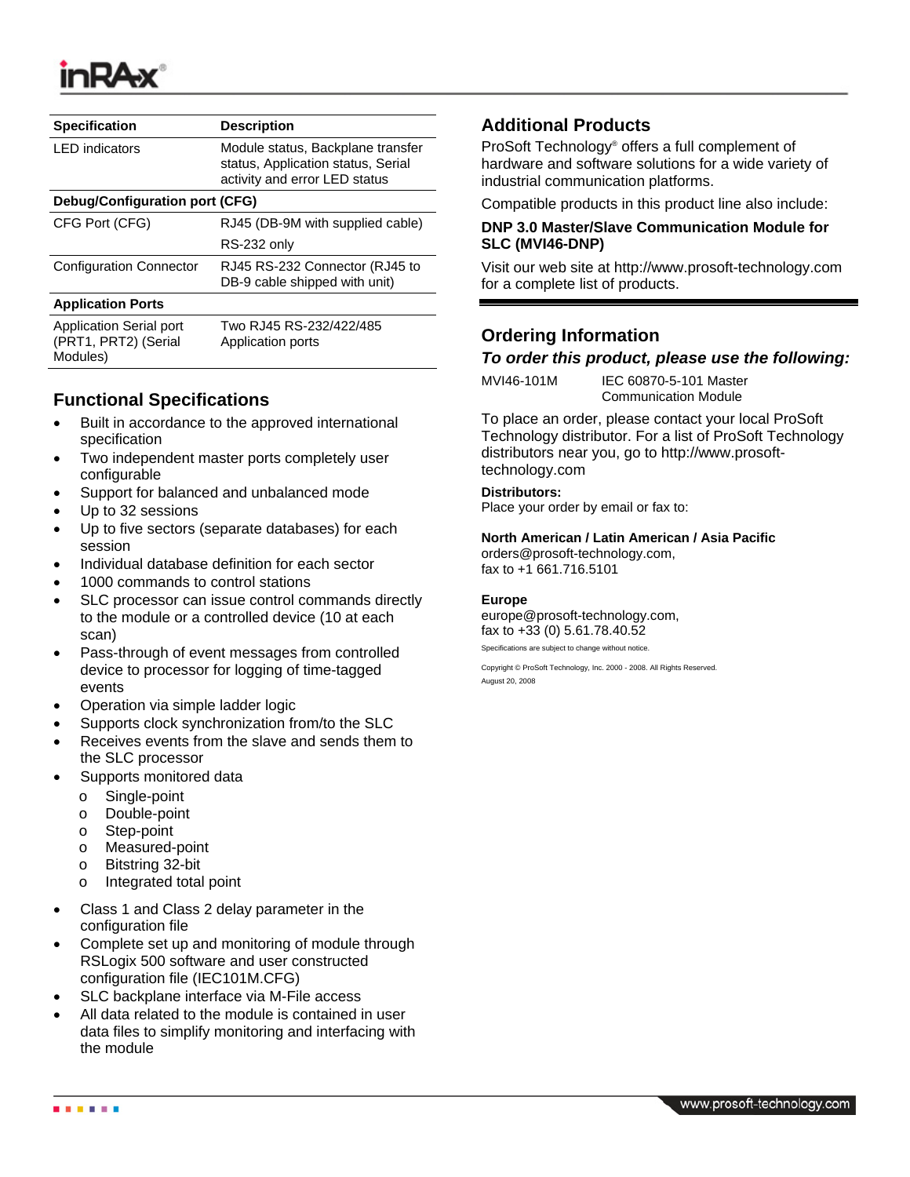| Specification | Description |
|---|---|
| LED indicators | Module status, Backplane transfer status, Application status, Serial activity and error LED status |
| **Debug/Configuration port (CFG)** | |
| CFG Port (CFG) | RJ45 (DB-9M with supplied cable) |
| | RS-232 only |
| Configuration Connector | RJ45 RS-232 Connector (RJ45 to DB-9 cable shipped with unit) |
| **Application Ports** | |
| Application Serial port (PRT1, PRT2) (Serial Modules) | Two RJ45 RS-232/422/485 Application ports |

## Functional Specifications

- Built in accordance to the approved international specification
- Two independent master ports completely user configurable
- Support for balanced and unbalanced mode
- Up to 32 sessions
- Up to five sectors (separate databases) for each session
- Individual database definition for each sector
- 1000 commands to control stations
- SLC processor can issue control commands directly to the module or a controlled device (10 at each scan)
- Pass-through of event messages from controlled device to processor for logging of time-tagged events
- Operation via simple ladder logic
- Supports clock synchronization from/to the SLC
- Receives events from the slave and sends them to the SLC processor
- Supports monitored data
  - Single-point
  - Double-point
  - Step-point
  - Measured-point
  - Bitstring 32-bit
  - Integrated total point
- Class 1 and Class 2 delay parameter in the configuration file
- Complete set up and monitoring of module through RSLogix 500 software and user constructed configuration file (IEC101M.CFG)
- SLC backplane interface via M-File access
- All data related to the module is contained in user data files to simplify monitoring and interfacing with the module

## Additional Products

ProSoft Technology® offers a full complement of hardware and software solutions for a wide variety of industrial communication platforms.

Compatible products in this product line also include:

**DNP 3.0 Master/Slave Communication Module for SLC (MVI46-DNP)**

Visit our web site at http://www.prosoft-technology.com for a complete list of products.

## Ordering Information

***To order this product, please use the following:***

| | |
|---|---|
| MVI46-101M | IEC 60870-5-101 Master Communication Module |

To place an order, please contact your local ProSoft Technology distributor. For a list of ProSoft Technology distributors near you, go to http://www.prosoft-technology.com

**Distributors:**
Place your order by email or fax to:

**North American / Latin American / Asia Pacific**
orders@prosoft-technology.com,
fax to +1 661.716.5101

**Europe**
europe@prosoft-technology.com,
fax to +33 (0) 5.61.78.40.52

Specifications are subject to change without notice.

Copyright © ProSoft Technology, Inc. 2000 - 2008. All Rights Reserved.
August 20, 2008